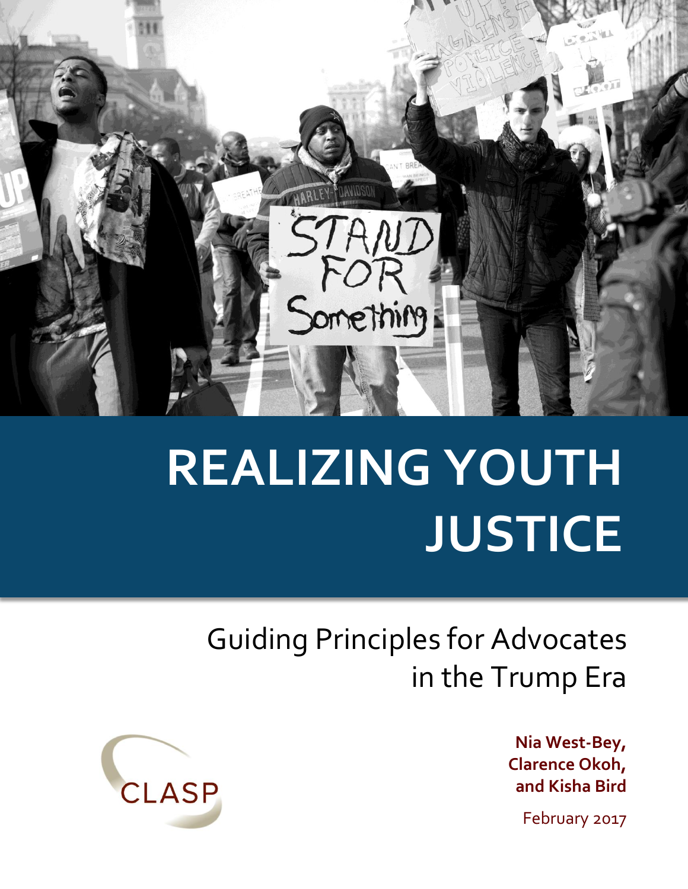# REALIZING YOUTH JUSTICE

## Guiding Principles for Advocates in the Trump Era

CLASP

**Nia West-Bey, Clarence Okoh, and Kisha Bird**

February 2017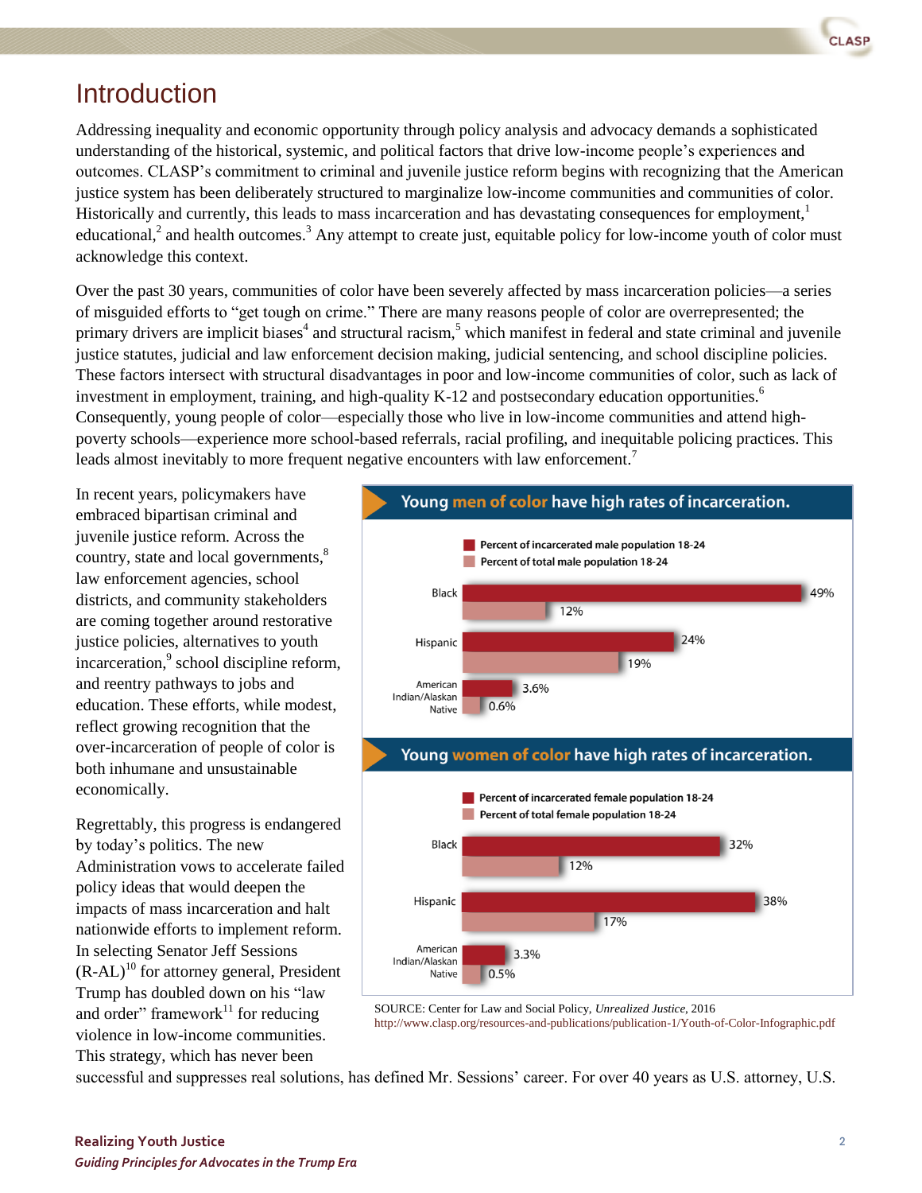# Introduction

Addressing inequality and economic opportunity through policy analysis and advocacy demands a sophisticated understanding of the historical, systemic, and political factors that drive low-income people's experiences and outcomes. CLASP's commitment to criminal and juvenile justice reform begins with recognizing that the American justice system has been deliberately structured to marginalize low-income communities and communities of color. Historically and currently, this leads to mass incarceration and has devastating consequences for employment,[1] educational,[2] and health outcomes.[3] Any attempt to create just, equitable policy for low-income youth of color must acknowledge this context.

Over the past 30 years, communities of color have been severely affected by mass incarceration policies—a series of misguided efforts to "get tough on crime." There are many reasons people of color are overrepresented; the primary drivers are implicit biases[4] and structural racism,[5] which manifest in federal and state criminal and juvenile justice statutes, judicial and law enforcement decision making, judicial sentencing, and school discipline policies. These factors intersect with structural disadvantages in poor and low-income communities of color, such as lack of investment in employment, training, and high-quality K-12 and postsecondary education opportunities.[6] Consequently, young people of color—especially those who live in low-income communities and attend high-poverty schools—experience more school-based referrals, racial profiling, and inequitable policing practices. This leads almost inevitably to more frequent negative encounters with law enforcement.[7]

In recent years, policymakers have embraced bipartisan criminal and juvenile justice reform. Across the country, state and local governments,[8] law enforcement agencies, school districts, and community stakeholders are coming together around restorative justice policies, alternatives to youth incarceration,[9] school discipline reform, and reentry pathways to jobs and education. These efforts, while modest, reflect growing recognition that the over-incarceration of people of color is both inhumane and unsustainable economically.

**Young men of color have high rates of incarceration.**

| | Percent of incarcerated male population 18-24 | Percent of total male population 18-24 |
|---|---|---|
| Black | 49% | 12% |
| Hispanic | 24% | 19% |
| American Indian/Alaskan Native | 3.6% | 0.6% |

**Young women of color have high rates of incarceration.**

| | Percent of incarcerated female population 18-24 | Percent of total female population 18-24 |
|---|---|---|
| Black | 32% | 12% |
| Hispanic | 38% | 17% |
| American Indian/Alaskan Native | 3.3% | 0.5% |

SOURCE: Center for Law and Social Policy, *Unrealized Justice*, 2016 http://www.clasp.org/resources-and-publications/publication-1/Youth-of-Color-Infographic.pdf

Regrettably, this progress is endangered by today's politics. The new Administration vows to accelerate failed policy ideas that would deepen the impacts of mass incarceration and halt nationwide efforts to implement reform. In selecting Senator Jeff Sessions (R-AL)[10] for attorney general, President Trump has doubled down on his "law and order" framework[11] for reducing violence in low-income communities. This strategy, which has never been successful and suppresses real solutions, has defined Mr. Sessions' career. For over 40 years as U.S. attorney, U.S.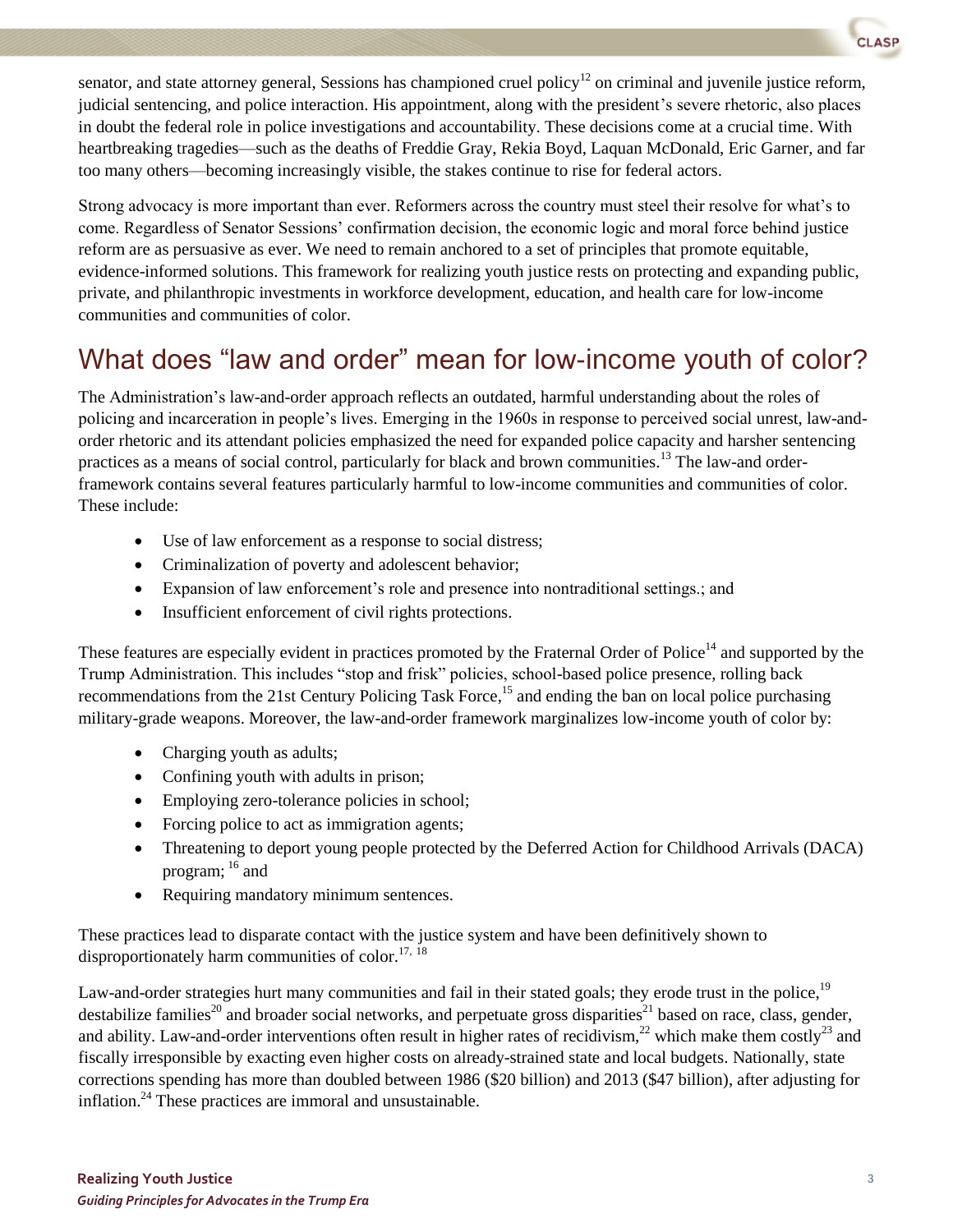senator, and state attorney general, Sessions has championed cruel policy[12] on criminal and juvenile justice reform, judicial sentencing, and police interaction. His appointment, along with the president's severe rhetoric, also places in doubt the federal role in police investigations and accountability. These decisions come at a crucial time. With heartbreaking tragedies—such as the deaths of Freddie Gray, Rekia Boyd, Laquan McDonald, Eric Garner, and far too many others—becoming increasingly visible, the stakes continue to rise for federal actors.

Strong advocacy is more important than ever. Reformers across the country must steel their resolve for what's to come. Regardless of Senator Sessions' confirmation decision, the economic logic and moral force behind justice reform are as persuasive as ever. We need to remain anchored to a set of principles that promote equitable, evidence-informed solutions. This framework for realizing youth justice rests on protecting and expanding public, private, and philanthropic investments in workforce development, education, and health care for low-income communities and communities of color.

## What does "law and order" mean for low-income youth of color?

The Administration's law-and-order approach reflects an outdated, harmful understanding about the roles of policing and incarceration in people's lives. Emerging in the 1960s in response to perceived social unrest, law-and-order rhetoric and its attendant policies emphasized the need for expanded police capacity and harsher sentencing practices as a means of social control, particularly for black and brown communities.[13] The law-and order-framework contains several features particularly harmful to low-income communities and communities of color. These include:

- Use of law enforcement as a response to social distress;
- Criminalization of poverty and adolescent behavior;
- Expansion of law enforcement's role and presence into nontraditional settings.; and
- Insufficient enforcement of civil rights protections.

These features are especially evident in practices promoted by the Fraternal Order of Police[14] and supported by the Trump Administration. This includes "stop and frisk" policies, school-based police presence, rolling back recommendations from the 21st Century Policing Task Force,[15] and ending the ban on local police purchasing military-grade weapons. Moreover, the law-and-order framework marginalizes low-income youth of color by:

- Charging youth as adults;
- Confining youth with adults in prison;
- Employing zero-tolerance policies in school;
- Forcing police to act as immigration agents;
- Threatening to deport young people protected by the Deferred Action for Childhood Arrivals (DACA) program; [16] and
- Requiring mandatory minimum sentences.

These practices lead to disparate contact with the justice system and have been definitively shown to disproportionately harm communities of color.[17, 18]

Law-and-order strategies hurt many communities and fail in their stated goals; they erode trust in the police,[19] destabilize families[20] and broader social networks, and perpetuate gross disparities[21] based on race, class, gender, and ability. Law-and-order interventions often result in higher rates of recidivism,[22] which make them costly[23] and fiscally irresponsible by exacting even higher costs on already-strained state and local budgets. Nationally, state corrections spending has more than doubled between 1986 ($20 billion) and 2013 ($47 billion), after adjusting for inflation.[24] These practices are immoral and unsustainable.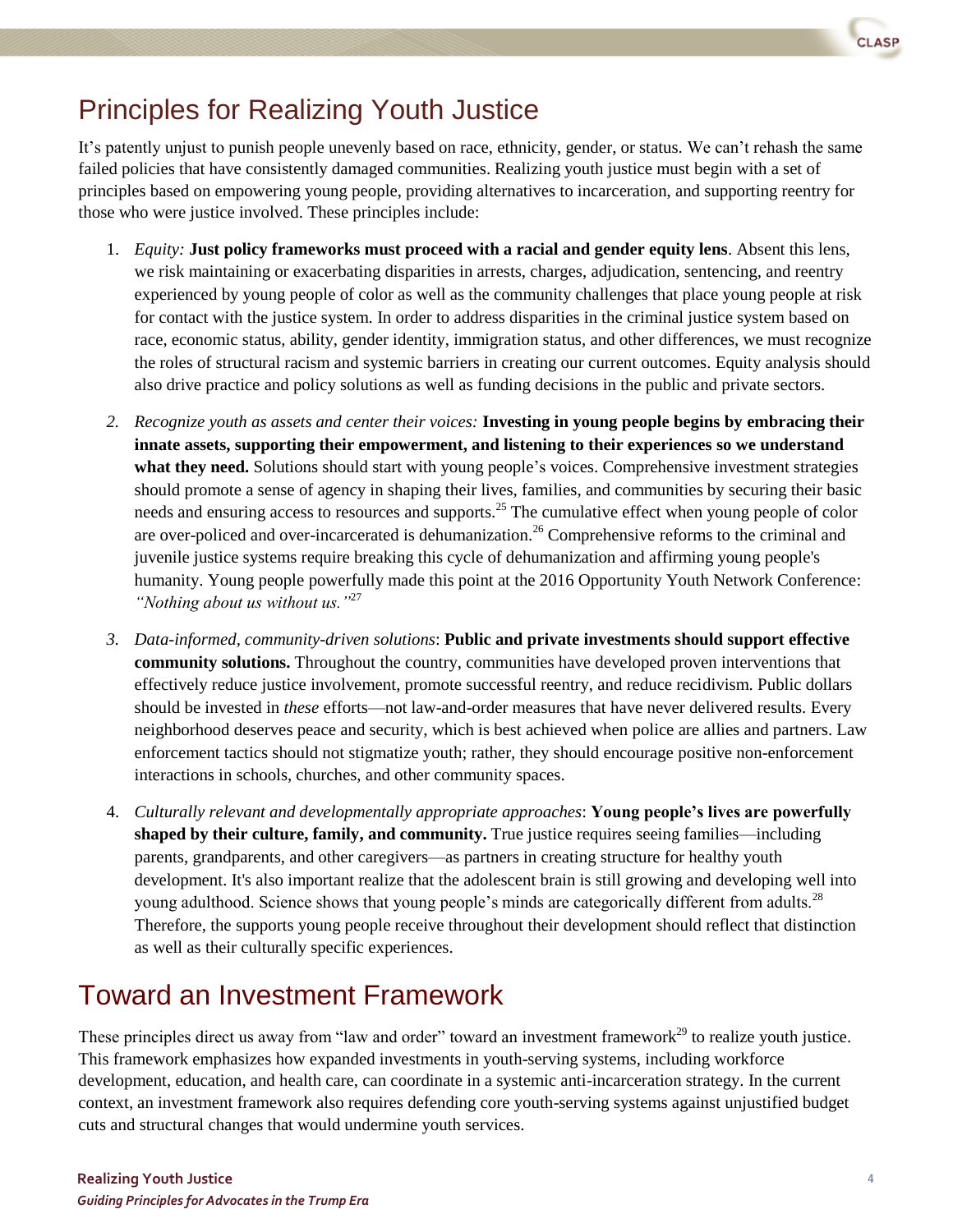## Principles for Realizing Youth Justice

It's patently unjust to punish people unevenly based on race, ethnicity, gender, or status. We can't rehash the same failed policies that have consistently damaged communities. Realizing youth justice must begin with a set of principles based on empowering young people, providing alternatives to incarceration, and supporting reentry for those who were justice involved. These principles include:

1. *Equity:* **Just policy frameworks must proceed with a racial and gender equity lens**. Absent this lens, we risk maintaining or exacerbating disparities in arrests, charges, adjudication, sentencing, and reentry experienced by young people of color as well as the community challenges that place young people at risk for contact with the justice system. In order to address disparities in the criminal justice system based on race, economic status, ability, gender identity, immigration status, and other differences, we must recognize the roles of structural racism and systemic barriers in creating our current outcomes. Equity analysis should also drive practice and policy solutions as well as funding decisions in the public and private sectors.

2. *Recognize youth as assets and center their voices:* **Investing in young people begins by embracing their innate assets, supporting their empowerment, and listening to their experiences so we understand what they need.** Solutions should start with young people's voices. Comprehensive investment strategies should promote a sense of agency in shaping their lives, families, and communities by securing their basic needs and ensuring access to resources and supports.[25] The cumulative effect when young people of color are over-policed and over-incarcerated is dehumanization.[26] Comprehensive reforms to the criminal and juvenile justice systems require breaking this cycle of dehumanization and affirming young people's humanity. Young people powerfully made this point at the 2016 Opportunity Youth Network Conference: *"Nothing about us without us."*[27]

3. *Data-informed, community-driven solutions*: **Public and private investments should support effective community solutions.** Throughout the country, communities have developed proven interventions that effectively reduce justice involvement, promote successful reentry, and reduce recidivism. Public dollars should be invested in *these* efforts—not law-and-order measures that have never delivered results. Every neighborhood deserves peace and security, which is best achieved when police are allies and partners. Law enforcement tactics should not stigmatize youth; rather, they should encourage positive non-enforcement interactions in schools, churches, and other community spaces.

4. *Culturally relevant and developmentally appropriate approaches*: **Young people's lives are powerfully shaped by their culture, family, and community.** True justice requires seeing families—including parents, grandparents, and other caregivers—as partners in creating structure for healthy youth development. It's also important realize that the adolescent brain is still growing and developing well into young adulthood. Science shows that young people's minds are categorically different from adults.[28] Therefore, the supports young people receive throughout their development should reflect that distinction as well as their culturally specific experiences.

## Toward an Investment Framework

These principles direct us away from "law and order" toward an investment framework[29] to realize youth justice. This framework emphasizes how expanded investments in youth-serving systems, including workforce development, education, and health care, can coordinate in a systemic anti-incarceration strategy. In the current context, an investment framework also requires defending core youth-serving systems against unjustified budget cuts and structural changes that would undermine youth services.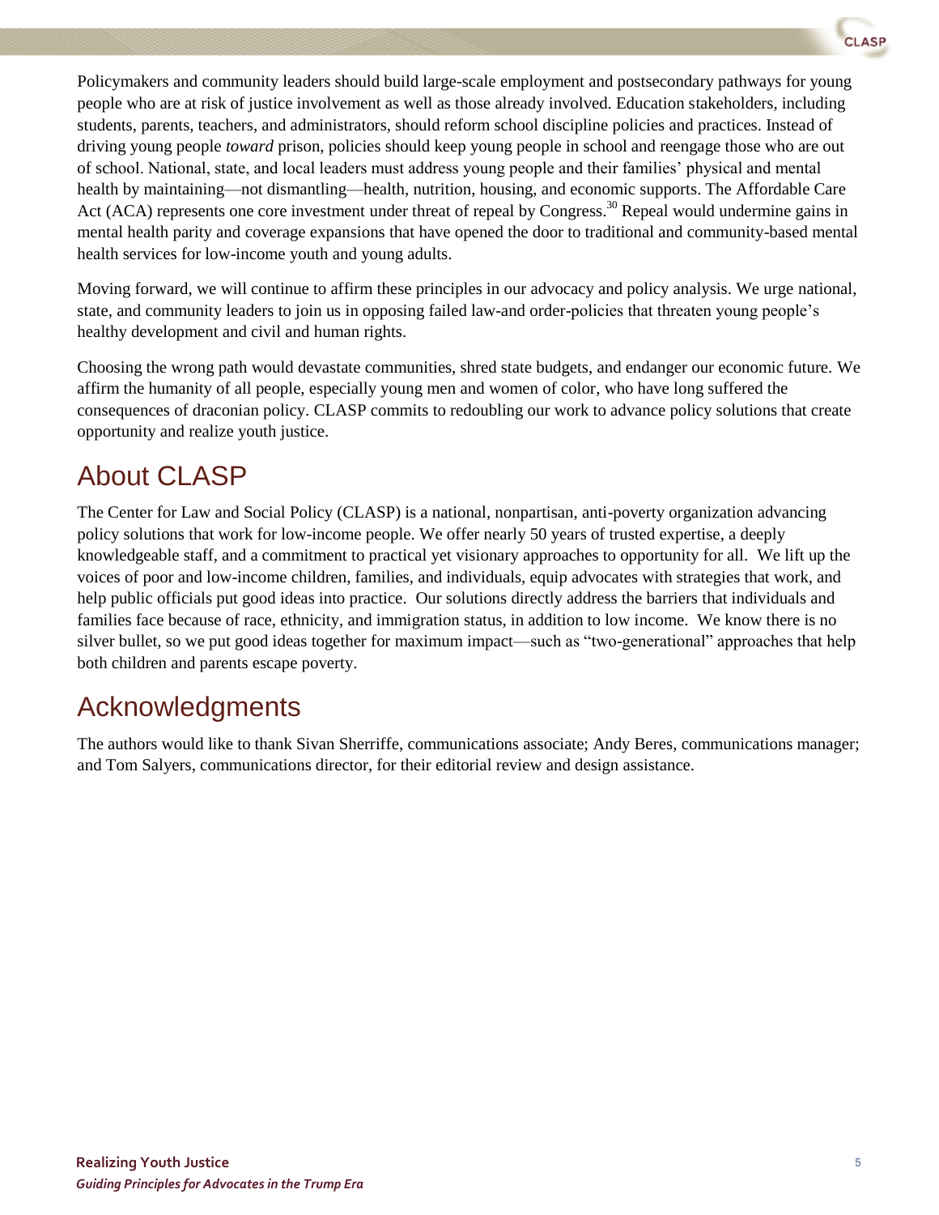Policymakers and community leaders should build large-scale employment and postsecondary pathways for young people who are at risk of justice involvement as well as those already involved. Education stakeholders, including students, parents, teachers, and administrators, should reform school discipline policies and practices. Instead of driving young people *toward* prison, policies should keep young people in school and reengage those who are out of school. National, state, and local leaders must address young people and their families' physical and mental health by maintaining—not dismantling—health, nutrition, housing, and economic supports. The Affordable Care Act (ACA) represents one core investment under threat of repeal by Congress.[30] Repeal would undermine gains in mental health parity and coverage expansions that have opened the door to traditional and community-based mental health services for low-income youth and young adults.

Moving forward, we will continue to affirm these principles in our advocacy and policy analysis. We urge national, state, and community leaders to join us in opposing failed law-and order-policies that threaten young people's healthy development and civil and human rights.

Choosing the wrong path would devastate communities, shred state budgets, and endanger our economic future. We affirm the humanity of all people, especially young men and women of color, who have long suffered the consequences of draconian policy. CLASP commits to redoubling our work to advance policy solutions that create opportunity and realize youth justice.

## About CLASP

The Center for Law and Social Policy (CLASP) is a national, nonpartisan, anti-poverty organization advancing policy solutions that work for low-income people. We offer nearly 50 years of trusted expertise, a deeply knowledgeable staff, and a commitment to practical yet visionary approaches to opportunity for all. We lift up the voices of poor and low-income children, families, and individuals, equip advocates with strategies that work, and help public officials put good ideas into practice. Our solutions directly address the barriers that individuals and families face because of race, ethnicity, and immigration status, in addition to low income. We know there is no silver bullet, so we put good ideas together for maximum impact—such as "two-generational" approaches that help both children and parents escape poverty.

## Acknowledgments

The authors would like to thank Sivan Sherriffe, communications associate; Andy Beres, communications manager; and Tom Salyers, communications director, for their editorial review and design assistance.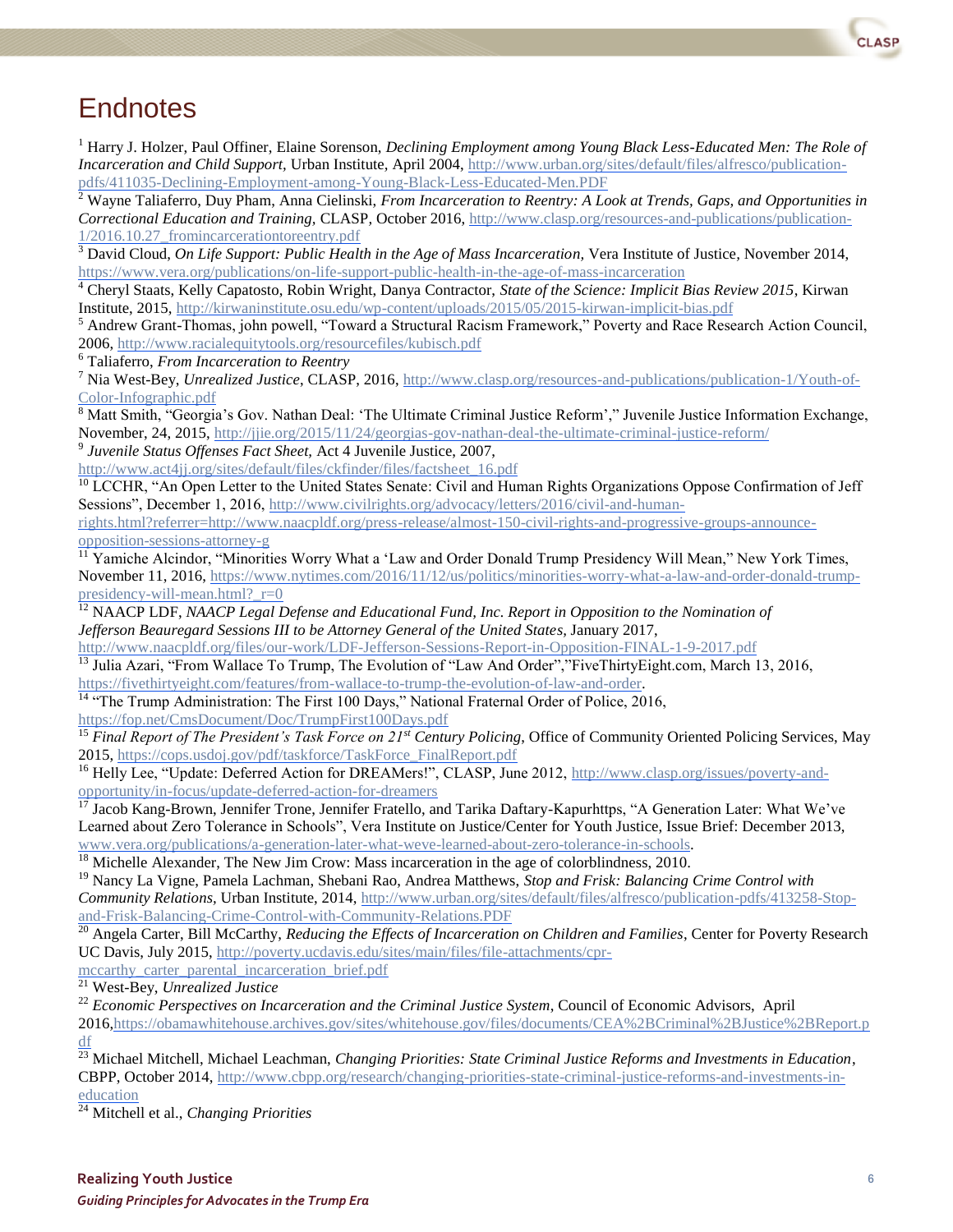# Endnotes

[1] Harry J. Holzer, Paul Offiner, Elaine Sorenson, *Declining Employment among Young Black Less-Educated Men: The Role of Incarceration and Child Support*, Urban Institute, April 2004, http://www.urban.org/sites/default/files/alfresco/publication-pdfs/411035-Declining-Employment-among-Young-Black-Less-Educated-Men.PDF

[2] Wayne Taliaferro, Duy Pham, Anna Cielinski, *From Incarceration to Reentry: A Look at Trends, Gaps, and Opportunities in Correctional Education and Training*, CLASP, October 2016, http://www.clasp.org/resources-and-publications/publication-1/2016.10.27_fromincarcerationtoreentry.pdf

[3] David Cloud, *On Life Support: Public Health in the Age of Mass Incarceration,* Vera Institute of Justice, November 2014, https://www.vera.org/publications/on-life-support-public-health-in-the-age-of-mass-incarceration

[4] Cheryl Staats, Kelly Capatosto, Robin Wright, Danya Contractor, *State of the Science: Implicit Bias Review 2015*, Kirwan Institute, 2015, http://kirwaninstitute.osu.edu/wp-content/uploads/2015/05/2015-kirwan-implicit-bias.pdf

[5] Andrew Grant-Thomas, john powell, "Toward a Structural Racism Framework," Poverty and Race Research Action Council, 2006, http://www.racialequitytools.org/resourcefiles/kubisch.pdf

[6] Taliaferro, *From Incarceration to Reentry*

[7] Nia West-Bey, *Unrealized Justice*, CLASP, 2016, http://www.clasp.org/resources-and-publications/publication-1/Youth-of-Color-Infographic.pdf

[8] Matt Smith, "Georgia's Gov. Nathan Deal: 'The Ultimate Criminal Justice Reform'," Juvenile Justice Information Exchange, November, 24, 2015, http://jjie.org/2015/11/24/georgias-gov-nathan-deal-the-ultimate-criminal-justice-reform/

[9] *Juvenile Status Offenses Fact Sheet,* Act 4 Juvenile Justice, 2007, http://www.act4jj.org/sites/default/files/ckfinder/files/factsheet_16.pdf

[10] LCCHR, "An Open Letter to the United States Senate: Civil and Human Rights Organizations Oppose Confirmation of Jeff Sessions", December 1, 2016, http://www.civilrights.org/advocacy/letters/2016/civil-and-human-rights.html?referrer=http://www.naacpldf.org/press-release/almost-150-civil-rights-and-progressive-groups-announce-opposition-sessions-attorney-g

[11] Yamiche Alcindor, "Minorities Worry What a 'Law and Order Donald Trump Presidency Will Mean," New York Times, November 11, 2016, https://www.nytimes.com/2016/11/12/us/politics/minorities-worry-what-a-law-and-order-donald-trump-presidency-will-mean.html?_r=0

[12] NAACP LDF, *NAACP Legal Defense and Educational Fund, Inc. Report in Opposition to the Nomination of Jefferson Beauregard Sessions III to be Attorney General of the United States,* January 2017, http://www.naacpldf.org/files/our-work/LDF-Jefferson-Sessions-Report-in-Opposition-FINAL-1-9-2017.pdf

[13] Julia Azari, "From Wallace To Trump, The Evolution of "Law And Order","FiveThirtyEight.com, March 13, 2016, https://fivethirtyeight.com/features/from-wallace-to-trump-the-evolution-of-law-and-order.

[14] "The Trump Administration: The First 100 Days," National Fraternal Order of Police, 2016, https://fop.net/CmsDocument/Doc/TrumpFirst100Days.pdf

[15] *Final Report of The President's Task Force on 21st Century Policing*, Office of Community Oriented Policing Services, May 2015, https://cops.usdoj.gov/pdf/taskforce/TaskForce_FinalReport.pdf

[16] Helly Lee, "Update: Deferred Action for DREAMers!", CLASP, June 2012, http://www.clasp.org/issues/poverty-and-opportunity/in-focus/update-deferred-action-for-dreamers

[17] Jacob Kang-Brown, Jennifer Trone, Jennifer Fratello, and Tarika Daftary-Kapurhttps, "A Generation Later: What We've Learned about Zero Tolerance in Schools", Vera Institute on Justice/Center for Youth Justice, Issue Brief: December 2013, www.vera.org/publications/a-generation-later-what-weve-learned-about-zero-tolerance-in-schools.

[18] Michelle Alexander, The New Jim Crow: Mass incarceration in the age of colorblindness, 2010.

[19] Nancy La Vigne, Pamela Lachman, Shebani Rao, Andrea Matthews, *Stop and Frisk: Balancing Crime Control with Community Relations*, Urban Institute, 2014, http://www.urban.org/sites/default/files/alfresco/publication-pdfs/413258-Stop-and-Frisk-Balancing-Crime-Control-with-Community-Relations.PDF

[20] Angela Carter, Bill McCarthy, *Reducing the Effects of Incarceration on Children and Families*, Center for Poverty Research UC Davis, July 2015, http://poverty.ucdavis.edu/sites/main/files/file-attachments/cpr-mccarthy_carter_parental_incarceration_brief.pdf

[21] West-Bey, *Unrealized Justice*

[22] *Economic Perspectives on Incarceration and the Criminal Justice System*, Council of Economic Advisors, April 2016,https://obamawhitehouse.archives.gov/sites/whitehouse.gov/files/documents/CEA%2BCriminal%2BJustice%2BReport.pdf

[23] Michael Mitchell, Michael Leachman, *Changing Priorities: State Criminal Justice Reforms and Investments in Education*, CBPP, October 2014, http://www.cbpp.org/research/changing-priorities-state-criminal-justice-reforms-and-investments-in-education

[24] Mitchell et al., *Changing Priorities*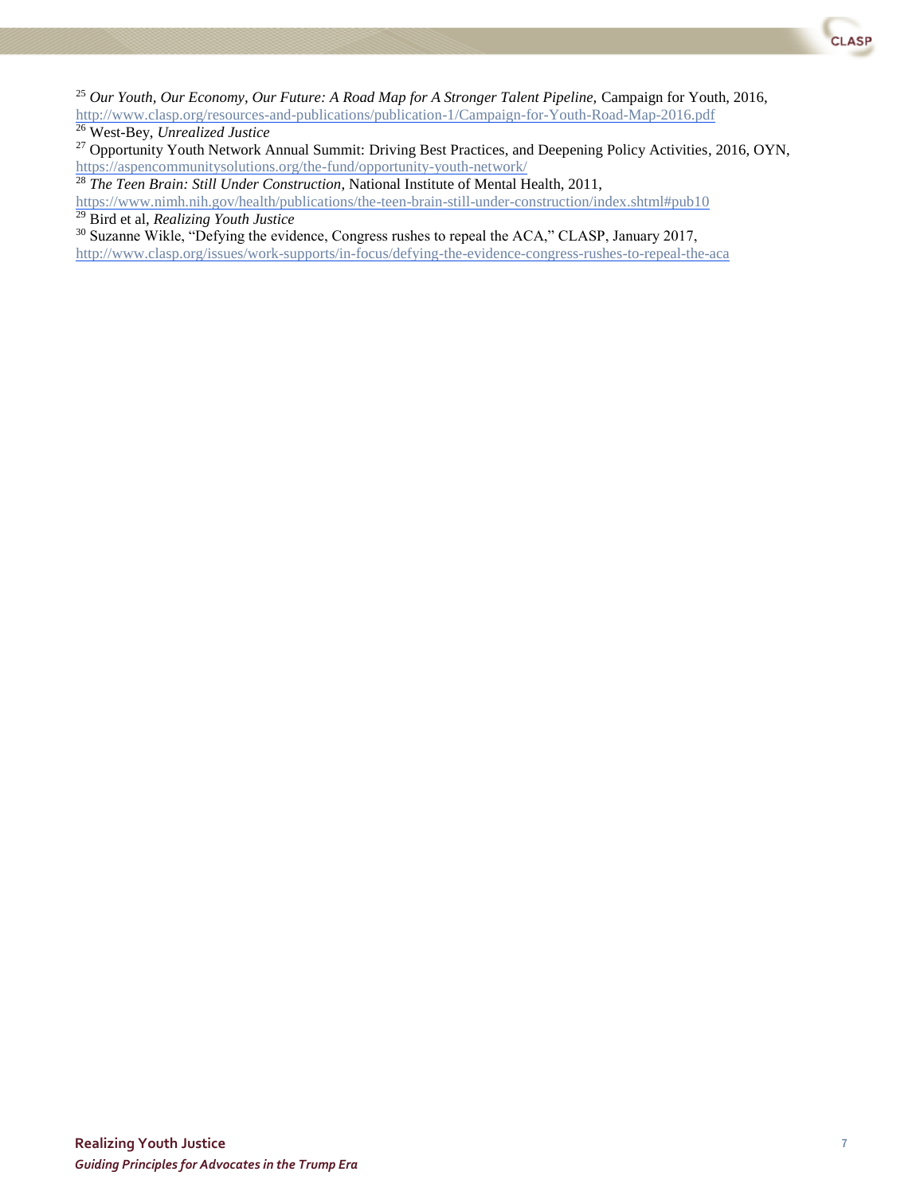[25] *Our Youth, Our Economy, Our Future: A Road Map for A Stronger Talent Pipeline,* Campaign for Youth, 2016, http://www.clasp.org/resources-and-publications/publication-1/Campaign-for-Youth-Road-Map-2016.pdf

[26] West-Bey, *Unrealized Justice*

[27] Opportunity Youth Network Annual Summit: Driving Best Practices, and Deepening Policy Activities, 2016, OYN, https://aspencommunitysolutions.org/the-fund/opportunity-youth-network/

[28] *The Teen Brain: Still Under Construction*, National Institute of Mental Health, 2011, https://www.nimh.nih.gov/health/publications/the-teen-brain-still-under-construction/index.shtml#pub10

[29] Bird et al, *Realizing Youth Justice*

[30] Suzanne Wikle, "Defying the evidence, Congress rushes to repeal the ACA," CLASP, January 2017, http://www.clasp.org/issues/work-supports/in-focus/defying-the-evidence-congress-rushes-to-repeal-the-aca